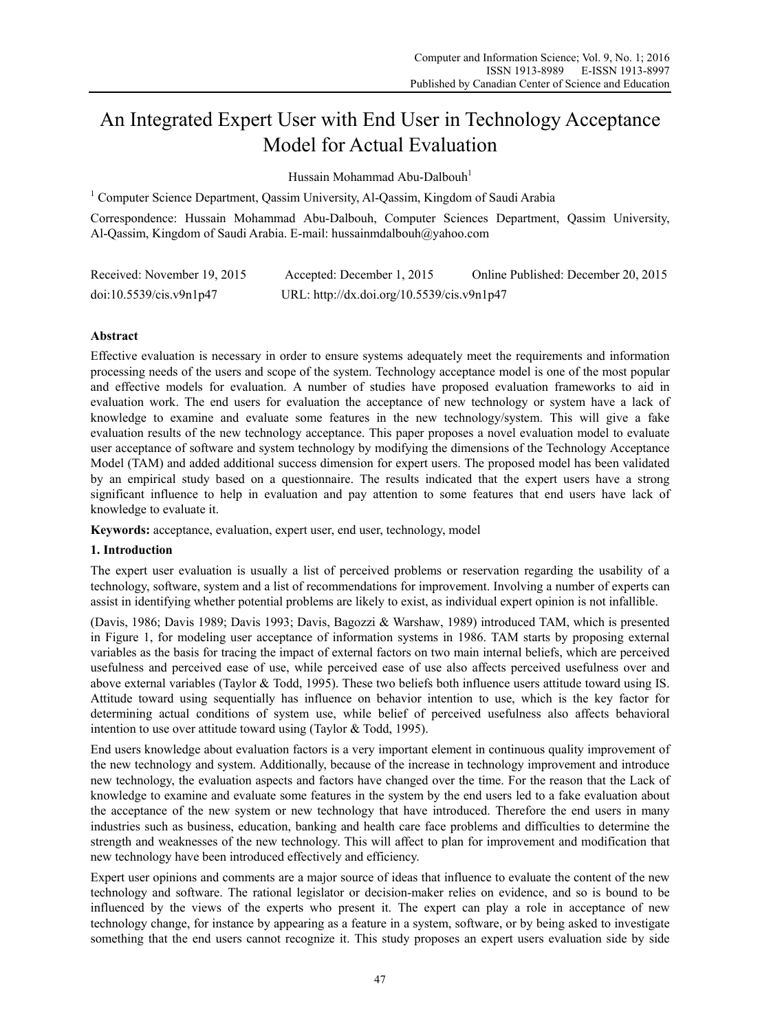# An Integrated Expert User with End User in Technology Acceptance Model for Actual Evaluation

Hussain Mohammad Abu-Dalbouh[1]

[1] Computer Science Department, Qassim University, Al-Qassim, Kingdom of Saudi Arabia

Correspondence: Hussain Mohammad Abu-Dalbouh, Computer Sciences Department, Qassim University, Al-Qassim, Kingdom of Saudi Arabia. E-mail: hussainmdalbouh@yahoo.com

Received: November 19, 2015 Accepted: December 1, 2015 Online Published: December 20, 2015

doi:10.5539/cis.v9n1p47 URL: http://dx.doi.org/10.5539/cis.v9n1p47

## Abstract

Effective evaluation is necessary in order to ensure systems adequately meet the requirements and information processing needs of the users and scope of the system. Technology acceptance model is one of the most popular and effective models for evaluation. A number of studies have proposed evaluation frameworks to aid in evaluation work. The end users for evaluation the acceptance of new technology or system have a lack of knowledge to examine and evaluate some features in the new technology/system. This will give a fake evaluation results of the new technology acceptance. This paper proposes a novel evaluation model to evaluate user acceptance of software and system technology by modifying the dimensions of the Technology Acceptance Model (TAM) and added additional success dimension for expert users. The proposed model has been validated by an empirical study based on a questionnaire. The results indicated that the expert users have a strong significant influence to help in evaluation and pay attention to some features that end users have lack of knowledge to evaluate it.

**Keywords:** acceptance, evaluation, expert user, end user, technology, model

## 1. Introduction

The expert user evaluation is usually a list of perceived problems or reservation regarding the usability of a technology, software, system and a list of recommendations for improvement. Involving a number of experts can assist in identifying whether potential problems are likely to exist, as individual expert opinion is not infallible.

(Davis, 1986; Davis 1989; Davis 1993; Davis, Bagozzi & Warshaw, 1989) introduced TAM, which is presented in Figure 1, for modeling user acceptance of information systems in 1986. TAM starts by proposing external variables as the basis for tracing the impact of external factors on two main internal beliefs, which are perceived usefulness and perceived ease of use, while perceived ease of use also affects perceived usefulness over and above external variables (Taylor & Todd, 1995). These two beliefs both influence users attitude toward using IS. Attitude toward using sequentially has influence on behavior intention to use, which is the key factor for determining actual conditions of system use, while belief of perceived usefulness also affects behavioral intention to use over attitude toward using (Taylor & Todd, 1995).

End users knowledge about evaluation factors is a very important element in continuous quality improvement of the new technology and system. Additionally, because of the increase in technology improvement and introduce new technology, the evaluation aspects and factors have changed over the time. For the reason that the Lack of knowledge to examine and evaluate some features in the system by the end users led to a fake evaluation about the acceptance of the new system or new technology that have introduced. Therefore the end users in many industries such as business, education, banking and health care face problems and difficulties to determine the strength and weaknesses of the new technology. This will affect to plan for improvement and modification that new technology have been introduced effectively and efficiency.

Expert user opinions and comments are a major source of ideas that influence to evaluate the content of the new technology and software. The rational legislator or decision-maker relies on evidence, and so is bound to be influenced by the views of the experts who present it. The expert can play a role in acceptance of new technology change, for instance by appearing as a feature in a system, software, or by being asked to investigate something that the end users cannot recognize it. This study proposes an expert users evaluation side by side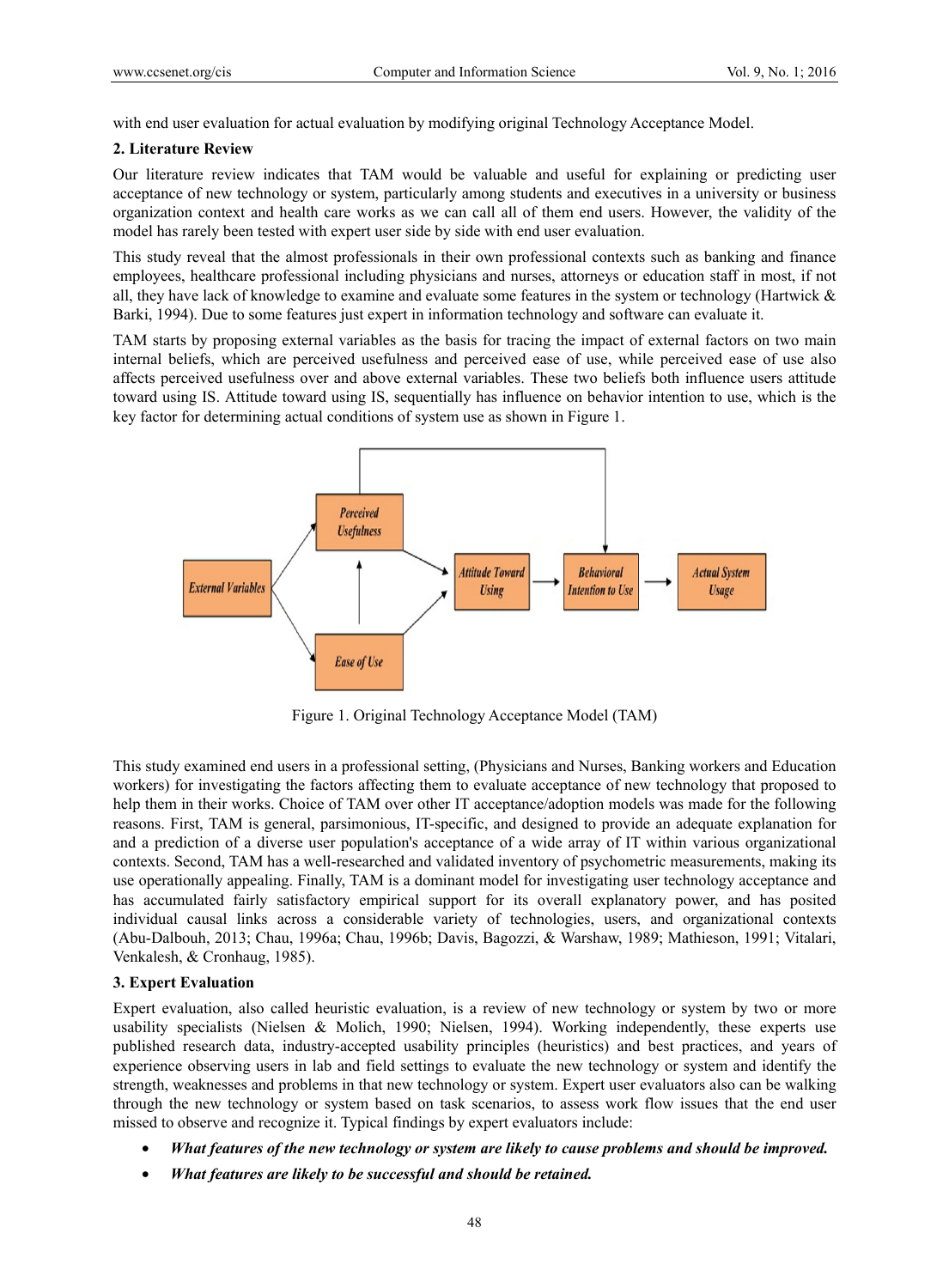with end user evaluation for actual evaluation by modifying original Technology Acceptance Model.

## 2. Literature Review

Our literature review indicates that TAM would be valuable and useful for explaining or predicting user acceptance of new technology or system, particularly among students and executives in a university or business organization context and health care works as we can call all of them end users. However, the validity of the model has rarely been tested with expert user side by side with end user evaluation.

This study reveal that the almost professionals in their own professional contexts such as banking and finance employees, healthcare professional including physicians and nurses, attorneys or education staff in most, if not all, they have lack of knowledge to examine and evaluate some features in the system or technology (Hartwick & Barki, 1994). Due to some features just expert in information technology and software can evaluate it.

TAM starts by proposing external variables as the basis for tracing the impact of external factors on two main internal beliefs, which are perceived usefulness and perceived ease of use, while perceived ease of use also affects perceived usefulness over and above external variables. These two beliefs both influence users attitude toward using IS. Attitude toward using IS, sequentially has influence on behavior intention to use, which is the key factor for determining actual conditions of system use as shown in Figure 1.

Perceived Usefulness

External Variables

Attitude Toward Using

Behavioral Intention to Use

Actual System Usage

Ease of Use

Figure 1. Original Technology Acceptance Model (TAM)

This study examined end users in a professional setting, (Physicians and Nurses, Banking workers and Education workers) for investigating the factors affecting them to evaluate acceptance of new technology that proposed to help them in their works. Choice of TAM over other IT acceptance/adoption models was made for the following reasons. First, TAM is general, parsimonious, IT-specific, and designed to provide an adequate explanation for and a prediction of a diverse user population's acceptance of a wide array of IT within various organizational contexts. Second, TAM has a well-researched and validated inventory of psychometric measurements, making its use operationally appealing. Finally, TAM is a dominant model for investigating user technology acceptance and has accumulated fairly satisfactory empirical support for its overall explanatory power, and has posited individual causal links across a considerable variety of technologies, users, and organizational contexts (Abu-Dalbouh, 2013; Chau, 1996a; Chau, 1996b; Davis, Bagozzi, & Warshaw, 1989; Mathieson, 1991; Vitalari, Venkalesh, & Cronhaug, 1985).

## 3. Expert Evaluation

Expert evaluation, also called heuristic evaluation, is a review of new technology or system by two or more usability specialists (Nielsen & Molich, 1990; Nielsen, 1994). Working independently, these experts use published research data, industry-accepted usability principles (heuristics) and best practices, and years of experience observing users in lab and field settings to evaluate the new technology or system and identify the strength, weaknesses and problems in that new technology or system. Expert user evaluators also can be walking through the new technology or system based on task scenarios, to assess work flow issues that the end user missed to observe and recognize it. Typical findings by expert evaluators include:

- ***What features of the new technology or system are likely to cause problems and should be improved.***
- ***What features are likely to be successful and should be retained.***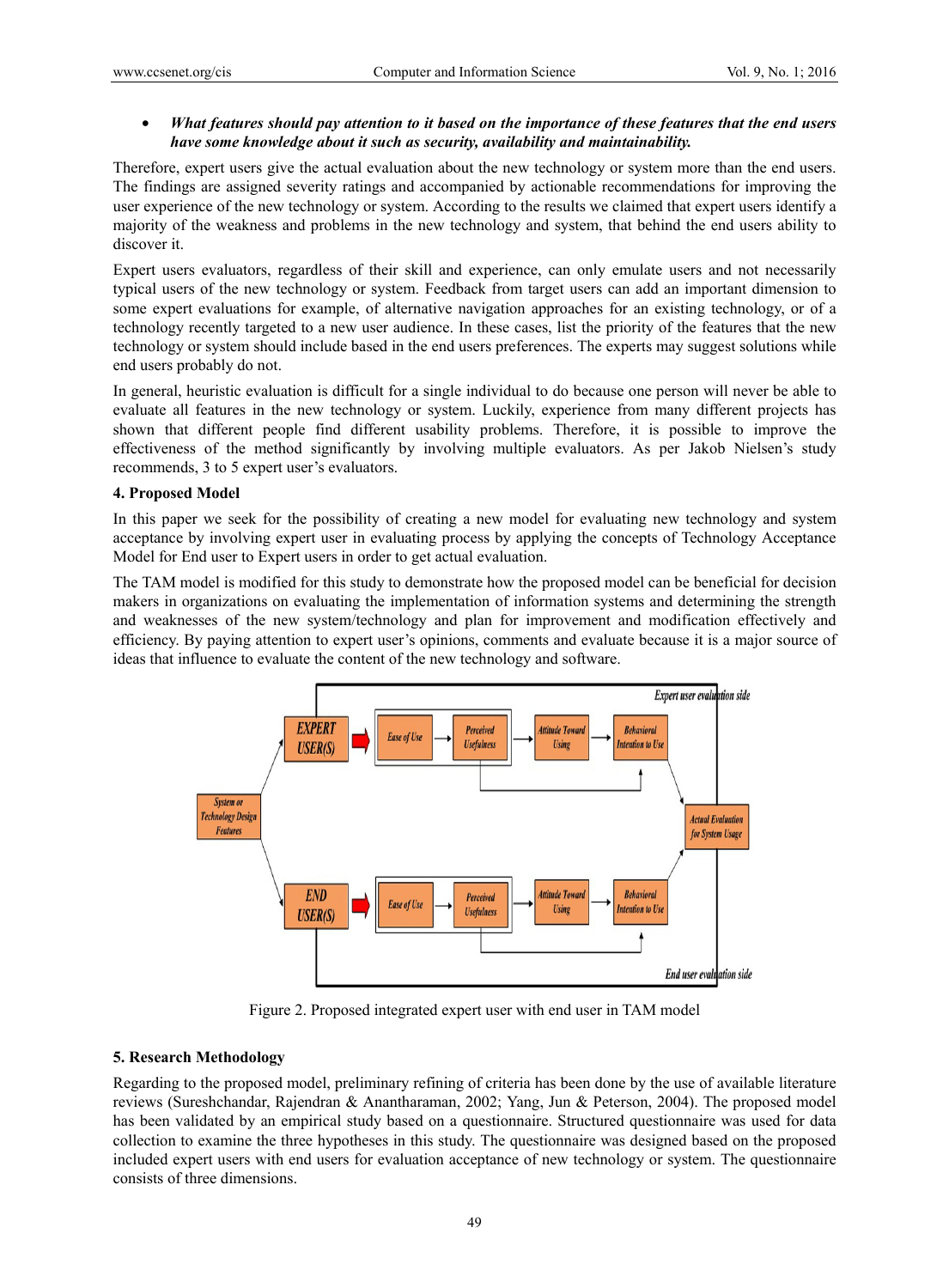- ***What features should pay attention to it based on the importance of these features that the end users have some knowledge about it such as security, availability and maintainability.***

Therefore, expert users give the actual evaluation about the new technology or system more than the end users. The findings are assigned severity ratings and accompanied by actionable recommendations for improving the user experience of the new technology or system. According to the results we claimed that expert users identify a majority of the weakness and problems in the new technology and system, that behind the end users ability to discover it.

Expert users evaluators, regardless of their skill and experience, can only emulate users and not necessarily typical users of the new technology or system. Feedback from target users can add an important dimension to some expert evaluations for example, of alternative navigation approaches for an existing technology, or of a technology recently targeted to a new user audience. In these cases, list the priority of the features that the new technology or system should include based in the end users preferences. The experts may suggest solutions while end users probably do not.

In general, heuristic evaluation is difficult for a single individual to do because one person will never be able to evaluate all features in the new technology or system. Luckily, experience from many different projects has shown that different people find different usability problems. Therefore, it is possible to improve the effectiveness of the method significantly by involving multiple evaluators. As per Jakob Nielsen's study recommends, 3 to 5 expert user's evaluators.

**4. Proposed Model**

In this paper we seek for the possibility of creating a new model for evaluating new technology and system acceptance by involving expert user in evaluating process by applying the concepts of Technology Acceptance Model for End user to Expert users in order to get actual evaluation.

The TAM model is modified for this study to demonstrate how the proposed model can be beneficial for decision makers in organizations on evaluating the implementation of information systems and determining the strength and weaknesses of the new system/technology and plan for improvement and modification effectively and efficiency. By paying attention to expert user's opinions, comments and evaluate because it is a major source of ideas that influence to evaluate the content of the new technology and software.

Figure 2. Proposed integrated expert user with end user in TAM model

**5. Research Methodology**

Regarding to the proposed model, preliminary refining of criteria has been done by the use of available literature reviews (Sureshchandar, Rajendran & Anantharaman, 2002; Yang, Jun & Peterson, 2004). The proposed model has been validated by an empirical study based on a questionnaire. Structured questionnaire was used for data collection to examine the three hypotheses in this study. The questionnaire was designed based on the proposed included expert users with end users for evaluation acceptance of new technology or system. The questionnaire consists of three dimensions.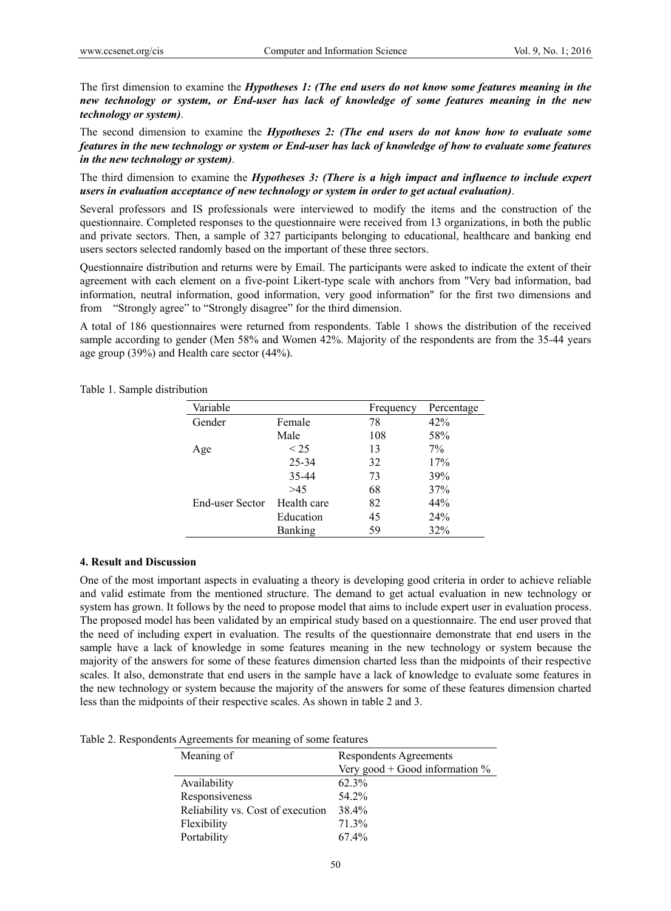The first dimension to examine the ***Hypotheses 1: (The end users do not know some features meaning in the new technology or system, or End-user has lack of knowledge of some features meaning in the new technology or system)***.

The second dimension to examine the ***Hypotheses 2: (The end users do not know how to evaluate some features in the new technology or system or End-user has lack of knowledge of how to evaluate some features in the new technology or system)***.

The third dimension to examine the ***Hypotheses 3: (There is a high impact and influence to include expert users in evaluation acceptance of new technology or system in order to get actual evaluation)***.

Several professors and IS professionals were interviewed to modify the items and the construction of the questionnaire. Completed responses to the questionnaire were received from 13 organizations, in both the public and private sectors. Then, a sample of 327 participants belonging to educational, healthcare and banking end users sectors selected randomly based on the important of these three sectors.

Questionnaire distribution and returns were by Email. The participants were asked to indicate the extent of their agreement with each element on a five-point Likert-type scale with anchors from "Very bad information, bad information, neutral information, good information, very good information" for the first two dimensions and from "Strongly agree" to "Strongly disagree" for the third dimension.

A total of 186 questionnaires were returned from respondents. Table 1 shows the distribution of the received sample according to gender (Men 58% and Women 42%. Majority of the respondents are from the 35-44 years age group (39%) and Health care sector (44%).

Table 1. Sample distribution

| Variable | | Frequency | Percentage |
|---|---|---|---|
| Gender | Female | 78 | 42% |
| | Male | 108 | 58% |
| Age | < 25 | 13 | 7% |
| | 25-34 | 32 | 17% |
| | 35-44 | 73 | 39% |
| | >45 | 68 | 37% |
| End-user Sector | Health care | 82 | 44% |
| | Education | 45 | 24% |
| | Banking | 59 | 32% |

## 4. Result and Discussion

One of the most important aspects in evaluating a theory is developing good criteria in order to achieve reliable and valid estimate from the mentioned structure. The demand to get actual evaluation in new technology or system has grown. It follows by the need to propose model that aims to include expert user in evaluation process. The proposed model has been validated by an empirical study based on a questionnaire. The end user proved that the need of including expert in evaluation. The results of the questionnaire demonstrate that end users in the sample have a lack of knowledge in some features meaning in the new technology or system because the majority of the answers for some of these features dimension charted less than the midpoints of their respective scales. It also, demonstrate that end users in the sample have a lack of knowledge to evaluate some features in the new technology or system because the majority of the answers for some of these features dimension charted less than the midpoints of their respective scales. As shown in table 2 and 3.

Table 2. Respondents Agreements for meaning of some features

| Meaning of | Respondents Agreements<br>Very good + Good information % |
|---|---|
| Availability | 62.3% |
| Responsiveness | 54.2% |
| Reliability vs. Cost of execution | 38.4% |
| Flexibility | 71.3% |
| Portability | 67.4% |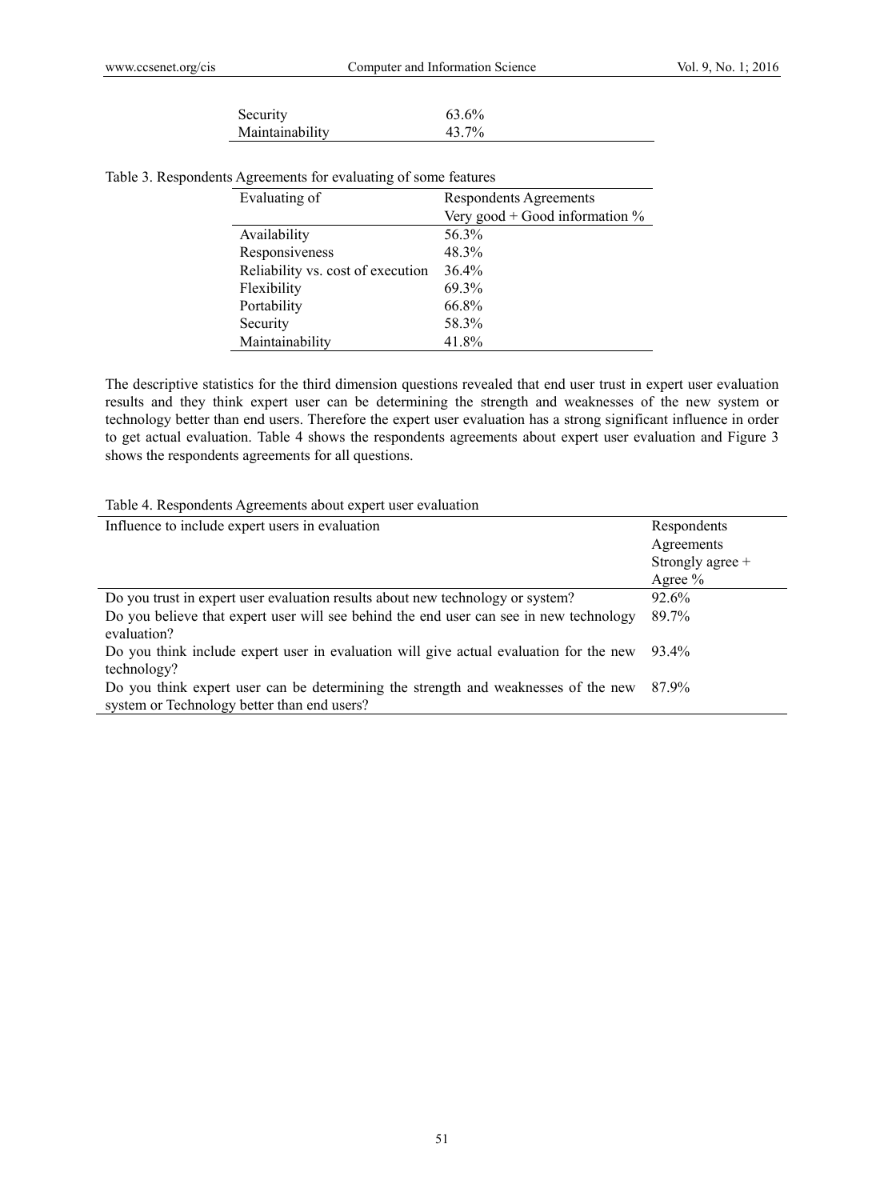| Security | 63.6% |
|---|---|
| Maintainability | 43.7% |

Table 3. Respondents Agreements for evaluating of some features

| Evaluating of | Respondents Agreements Very good + Good information % |
|---|---|
| Availability | 56.3% |
| Responsiveness | 48.3% |
| Reliability vs. cost of execution | 36.4% |
| Flexibility | 69.3% |
| Portability | 66.8% |
| Security | 58.3% |
| Maintainability | 41.8% |

The descriptive statistics for the third dimension questions revealed that end user trust in expert user evaluation results and they think expert user can be determining the strength and weaknesses of the new system or technology better than end users. Therefore the expert user evaluation has a strong significant influence in order to get actual evaluation. Table 4 shows the respondents agreements about expert user evaluation and Figure 3 shows the respondents agreements for all questions.

Table 4. Respondents Agreements about expert user evaluation

| Influence to include expert users in evaluation | Respondents Agreements Strongly agree + Agree % |
|---|---|
| Do you trust in expert user evaluation results about new technology or system? | 92.6% |
| Do you believe that expert user will see behind the end user can see in new technology evaluation? | 89.7% |
| Do you think include expert user in evaluation will give actual evaluation for the new technology? | 93.4% |
| Do you think expert user can be determining the strength and weaknesses of the new system or Technology better than end users? | 87.9% |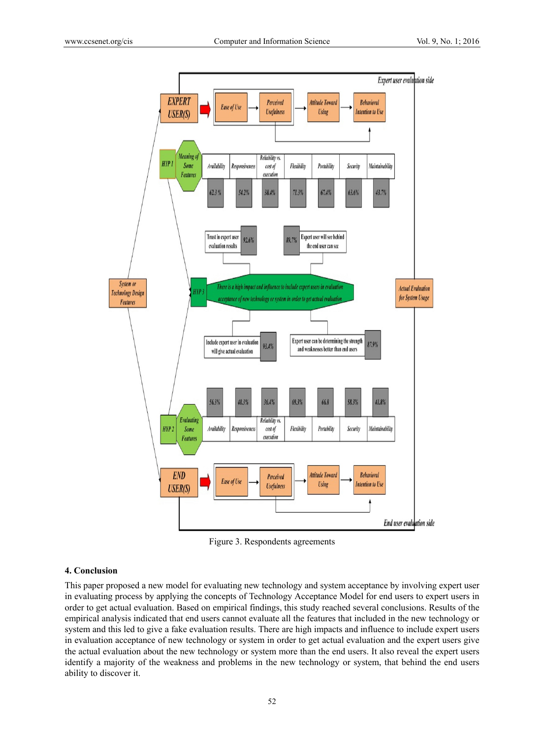Figure 3. Respondents agreements

### 4. Conclusion

This paper proposed a new model for evaluating new technology and system acceptance by involving expert user in evaluating process by applying the concepts of Technology Acceptance Model for end users to expert users in order to get actual evaluation. Based on empirical findings, this study reached several conclusions. Results of the empirical analysis indicated that end users cannot evaluate all the features that included in the new technology or system and this led to give a fake evaluation results. There are high impacts and influence to include expert users in evaluation acceptance of new technology or system in order to get actual evaluation and the expert users give the actual evaluation about the new technology or system more than the end users. It also reveal the expert users identify a majority of the weakness and problems in the new technology or system, that behind the end users ability to discover it.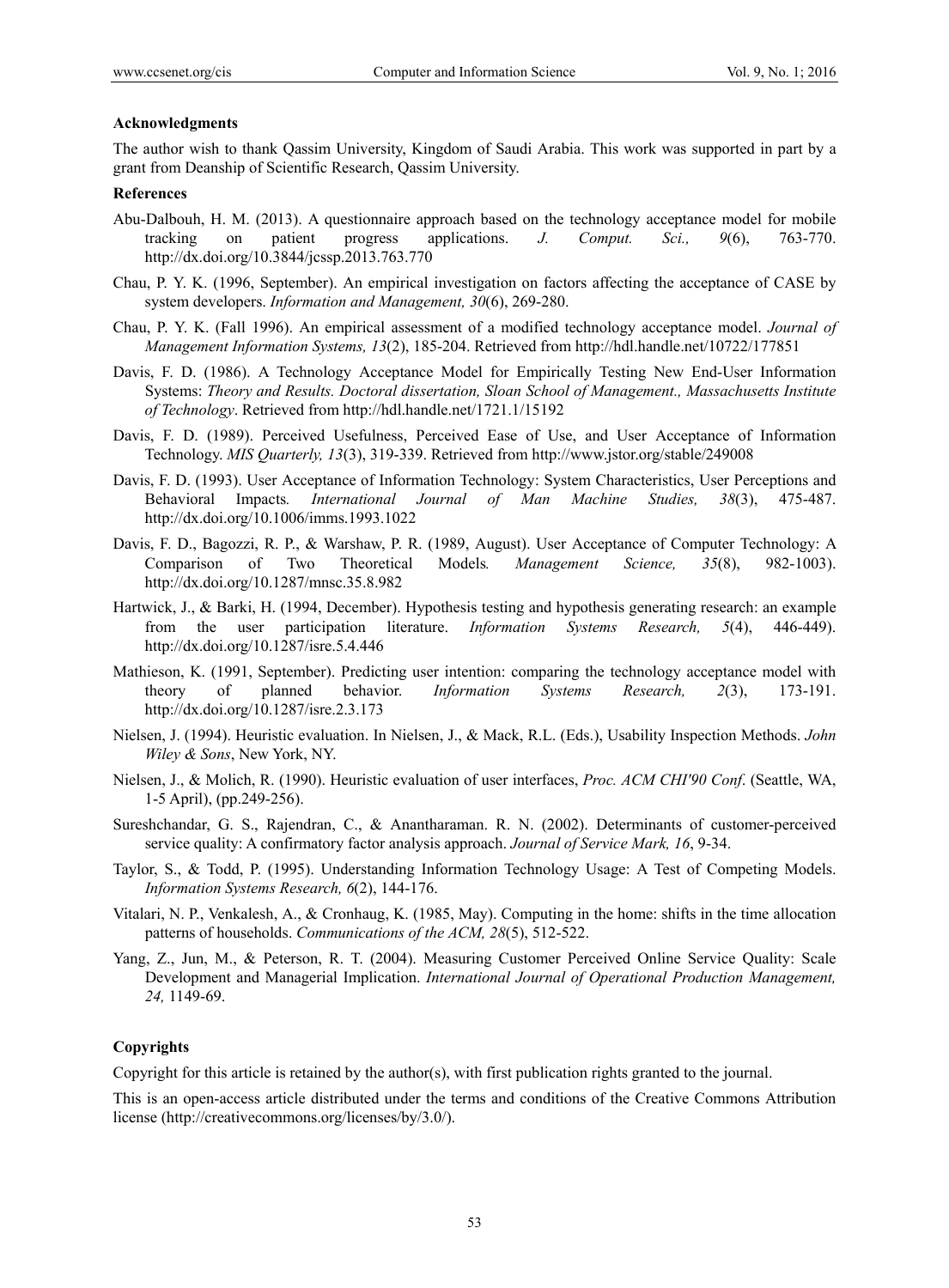### Acknowledgments

The author wish to thank Qassim University, Kingdom of Saudi Arabia. This work was supported in part by a grant from Deanship of Scientific Research, Qassim University.

### References

Abu-Dalbouh, H. M. (2013). A questionnaire approach based on the technology acceptance model for mobile tracking on patient progress applications. *J. Comput. Sci., 9*(6), 763-770. http://dx.doi.org/10.3844/jcssp.2013.763.770

Chau, P. Y. K. (1996, September). An empirical investigation on factors affecting the acceptance of CASE by system developers. *Information and Management, 30*(6), 269-280.

Chau, P. Y. K. (Fall 1996). An empirical assessment of a modified technology acceptance model. *Journal of Management Information Systems, 13*(2), 185-204. Retrieved from http://hdl.handle.net/10722/177851

Davis, F. D. (1986). A Technology Acceptance Model for Empirically Testing New End-User Information Systems: *Theory and Results. Doctoral dissertation, Sloan School of Management., Massachusetts Institute of Technology*. Retrieved from http://hdl.handle.net/1721.1/15192

Davis, F. D. (1989). Perceived Usefulness, Perceived Ease of Use, and User Acceptance of Information Technology. *MIS Quarterly, 13*(3), 319-339. Retrieved from http://www.jstor.org/stable/249008

Davis, F. D. (1993). User Acceptance of Information Technology: System Characteristics, User Perceptions and Behavioral Impacts*. International Journal of Man Machine Studies, 38*(3), 475-487. http://dx.doi.org/10.1006/imms.1993.1022

Davis, F. D., Bagozzi, R. P., & Warshaw, P. R. (1989, August). User Acceptance of Computer Technology: A Comparison of Two Theoretical Models*. Management Science, 35*(8), 982-1003). http://dx.doi.org/10.1287/mnsc.35.8.982

Hartwick, J., & Barki, H. (1994, December). Hypothesis testing and hypothesis generating research: an example from the user participation literature. *Information Systems Research, 5*(4), 446-449). http://dx.doi.org/10.1287/isre.5.4.446

Mathieson, K. (1991, September). Predicting user intention: comparing the technology acceptance model with theory of planned behavior. *Information Systems Research, 2*(3), 173-191. http://dx.doi.org/10.1287/isre.2.3.173

Nielsen, J. (1994). Heuristic evaluation. In Nielsen, J., & Mack, R.L. (Eds.), Usability Inspection Methods. *John Wiley & Sons*, New York, NY.

Nielsen, J., & Molich, R. (1990). Heuristic evaluation of user interfaces, *Proc. ACM CHI'90 Conf*. (Seattle, WA, 1-5 April), (pp.249-256).

Sureshchandar, G. S., Rajendran, C., & Anantharaman. R. N. (2002). Determinants of customer-perceived service quality: A confirmatory factor analysis approach. *Journal of Service Mark, 16*, 9-34.

Taylor, S., & Todd, P. (1995). Understanding Information Technology Usage: A Test of Competing Models. *Information Systems Research, 6*(2), 144-176.

Vitalari, N. P., Venkalesh, A., & Cronhaug, K. (1985, May). Computing in the home: shifts in the time allocation patterns of households. *Communications of the ACM, 28*(5), 512-522.

Yang, Z., Jun, M., & Peterson, R. T. (2004). Measuring Customer Perceived Online Service Quality: Scale Development and Managerial Implication. *International Journal of Operational Production Management, 24,* 1149-69.

### Copyrights

Copyright for this article is retained by the author(s), with first publication rights granted to the journal.

This is an open-access article distributed under the terms and conditions of the Creative Commons Attribution license (http://creativecommons.org/licenses/by/3.0/).